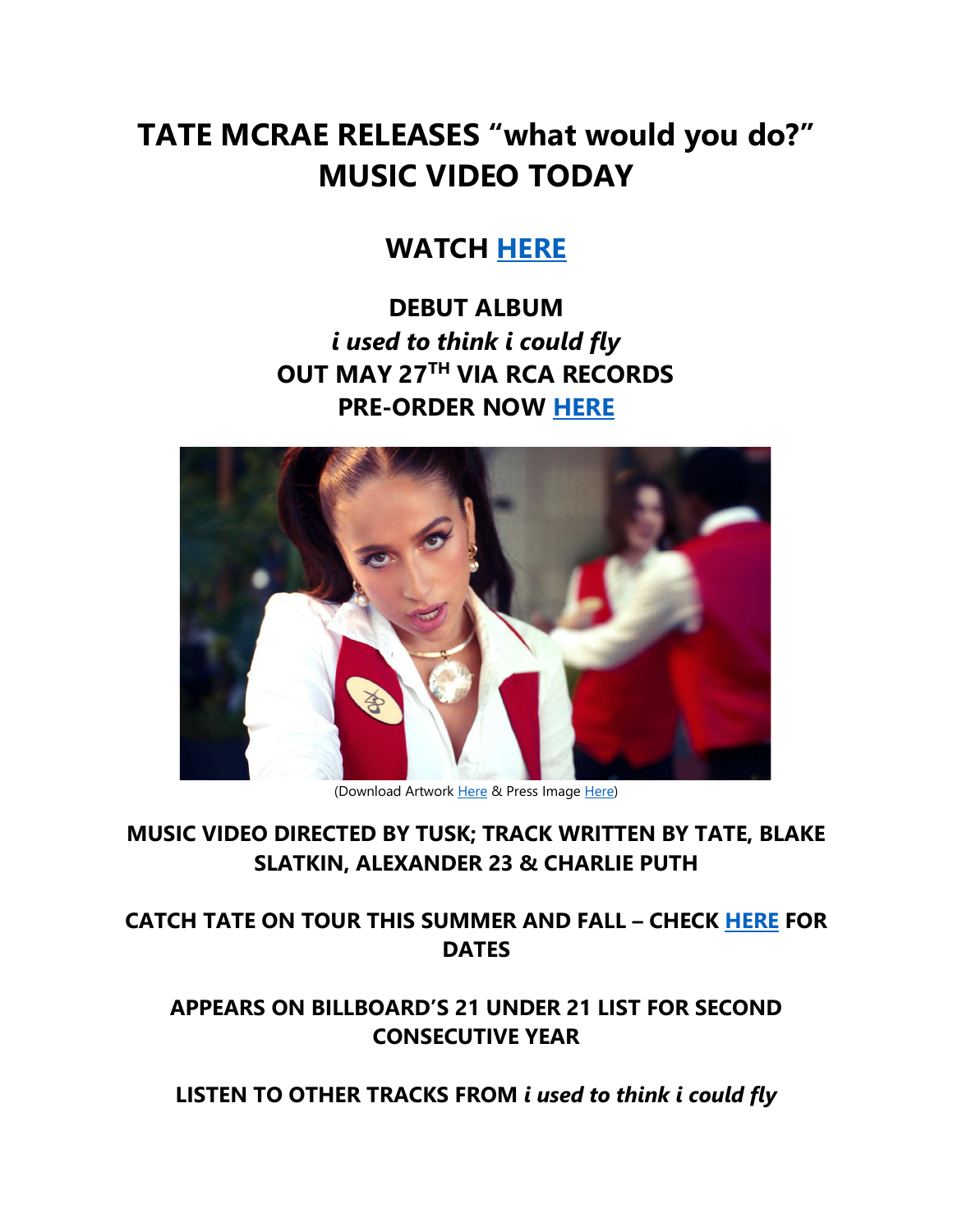# TATE MCRAE RELEASES "what would you do?" MUSIC VIDEO TODAY

## WATCH HERE

## DEBUT ALBUM
## *i used to think i could fly*
## OUT MAY 27TH VIA RCA RECORDS
## PRE-ORDER NOW HERE

(Download Artwork Here & Press Image Here)

### MUSIC VIDEO DIRECTED BY TUSK; TRACK WRITTEN BY TATE, BLAKE SLATKIN, ALEXANDER 23 & CHARLIE PUTH

### CATCH TATE ON TOUR THIS SUMMER AND FALL – CHECK HERE FOR DATES

### APPEARS ON BILLBOARD'S 21 UNDER 21 LIST FOR SECOND CONSECUTIVE YEAR

### LISTEN TO OTHER TRACKS FROM *i used to think i could fly*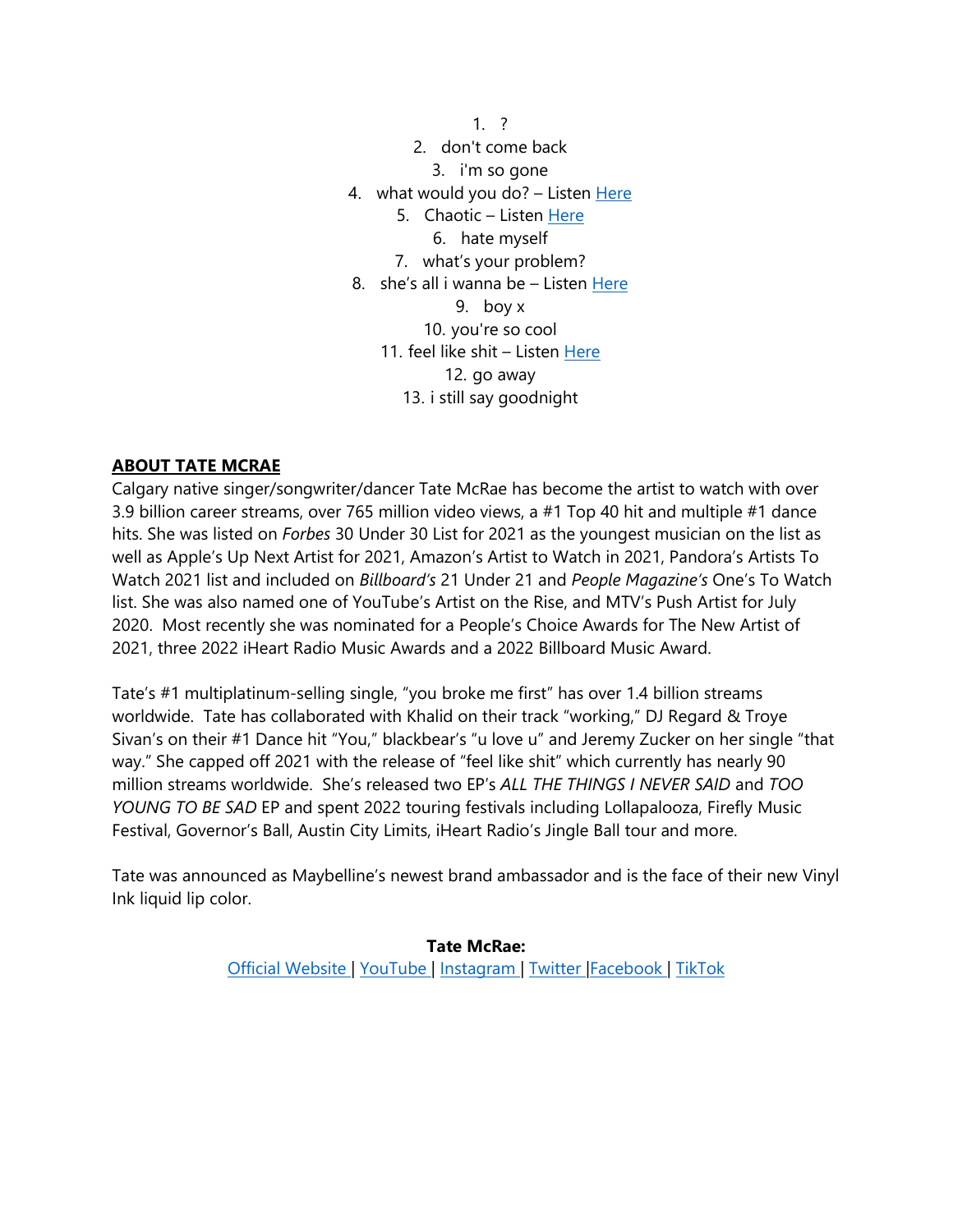1. ?
2. don't come back
3. i'm so gone
4. what would you do? – Listen [Here]
5. Chaotic – Listen [Here]
6. hate myself
7. what's your problem?
8. she's all i wanna be – Listen [Here]
9. boy x
10. you're so cool
11. feel like shit – Listen [Here]
12. go away
13. i still say goodnight

**ABOUT TATE MCRAE**

Calgary native singer/songwriter/dancer Tate McRae has become the artist to watch with over 3.9 billion career streams, over 765 million video views, a #1 Top 40 hit and multiple #1 dance hits. She was listed on *Forbes* 30 Under 30 List for 2021 as the youngest musician on the list as well as Apple's Up Next Artist for 2021, Amazon's Artist to Watch in 2021, Pandora's Artists To Watch 2021 list and included on *Billboard's* 21 Under 21 and *People Magazine's* One's To Watch list. She was also named one of YouTube's Artist on the Rise, and MTV's Push Artist for July 2020. Most recently she was nominated for a People's Choice Awards for The New Artist of 2021, three 2022 iHeart Radio Music Awards and a 2022 Billboard Music Award.

Tate's #1 multiplatinum-selling single, "you broke me first" has over 1.4 billion streams worldwide. Tate has collaborated with Khalid on their track "working," DJ Regard & Troye Sivan's on their #1 Dance hit "You," blackbear's "u love u" and Jeremy Zucker on her single "that way." She capped off 2021 with the release of "feel like shit" which currently has nearly 90 million streams worldwide. She's released two EP's *ALL THE THINGS I NEVER SAID* and *TOO YOUNG TO BE SAD* EP and spent 2022 touring festivals including Lollapalooza, Firefly Music Festival, Governor's Ball, Austin City Limits, iHeart Radio's Jingle Ball tour and more.

Tate was announced as Maybelline's newest brand ambassador and is the face of their new Vinyl Ink liquid lip color.

**Tate McRae:**

[Official Website] | [YouTube] | [Instagram] | [Twitter] |[Facebook] | [TikTok]